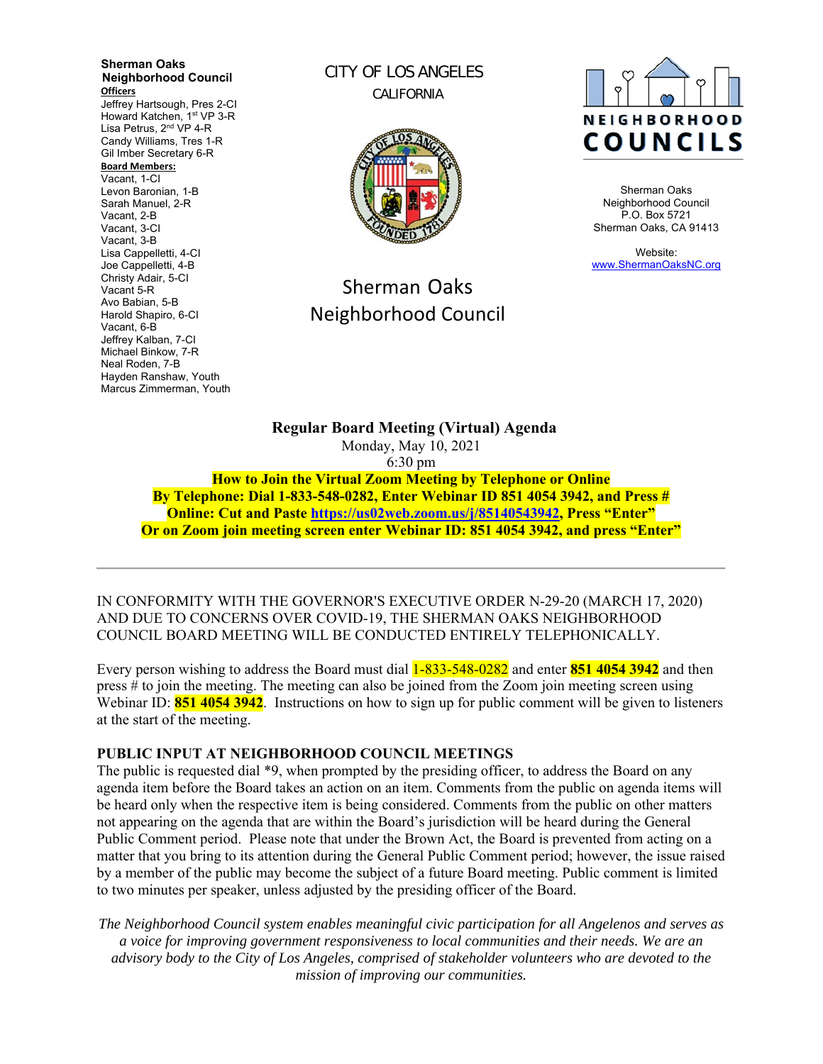**Sherman Oaks Neighborhood Council**

**Officers**

Jeffrey Hartsough, Pres 2-CI
Howard Katchen, 1st VP 3-R
Lisa Petrus, 2nd VP 4-R
Candy Williams, Tres 1-R
Gil Imber Secretary 6-R

**Board Members:**

Vacant, 1-CI
Levon Baronian, 1-B
Sarah Manuel, 2-R
Vacant, 2-B
Vacant, 3-CI
Vacant, 3-B
Lisa Cappelletti, 4-CI
Joe Cappelletti, 4-B
Christy Adair, 5-CI
Vacant 5-R
Avo Babian, 5-B
Harold Shapiro, 6-CI
Vacant, 6-B
Jeffrey Kalban, 7-CI
Michael Binkow, 7-R
Neal Roden, 7-B
Hayden Ranshaw, Youth
Marcus Zimmerman, Youth

CITY OF LOS ANGELES
CALIFORNIA

Sherman Oaks
Neighborhood Council

NEIGHBORHOOD COUNCILS

Sherman Oaks
Neighborhood Council
P.O. Box 5721
Sherman Oaks, CA 91413

Website:
www.ShermanOaksNC.org

**Regular Board Meeting (Virtual) Agenda**
Monday, May 10, 2021
6:30 pm

**How to Join the Virtual Zoom Meeting by Telephone or Online**
**By Telephone: Dial 1-833-548-0282, Enter Webinar ID 851 4054 3942, and Press #**
**Online: Cut and Paste https://us02web.zoom.us/j/85140543942, Press "Enter"**
**Or on Zoom join meeting screen enter Webinar ID: 851 4054 3942, and press "Enter"**

---

IN CONFORMITY WITH THE GOVERNOR'S EXECUTIVE ORDER N-29-20 (MARCH 17, 2020) AND DUE TO CONCERNS OVER COVID-19, THE SHERMAN OAKS NEIGHBORHOOD COUNCIL BOARD MEETING WILL BE CONDUCTED ENTIRELY TELEPHONICALLY.

Every person wishing to address the Board must dial 1-833-548-0282 and enter **851 4054 3942** and then press # to join the meeting. The meeting can also be joined from the Zoom join meeting screen using Webinar ID: **851 4054 3942**. Instructions on how to sign up for public comment will be given to listeners at the start of the meeting.

**PUBLIC INPUT AT NEIGHBORHOOD COUNCIL MEETINGS**

The public is requested dial *9, when prompted by the presiding officer, to address the Board on any agenda item before the Board takes an action on an item. Comments from the public on agenda items will be heard only when the respective item is being considered. Comments from the public on other matters not appearing on the agenda that are within the Board's jurisdiction will be heard during the General Public Comment period. Please note that under the Brown Act, the Board is prevented from acting on a matter that you bring to its attention during the General Public Comment period; however, the issue raised by a member of the public may become the subject of a future Board meeting. Public comment is limited to two minutes per speaker, unless adjusted by the presiding officer of the Board.

*The Neighborhood Council system enables meaningful civic participation for all Angelenos and serves as a voice for improving government responsiveness to local communities and their needs. We are an advisory body to the City of Los Angeles, comprised of stakeholder volunteers who are devoted to the mission of improving our communities.*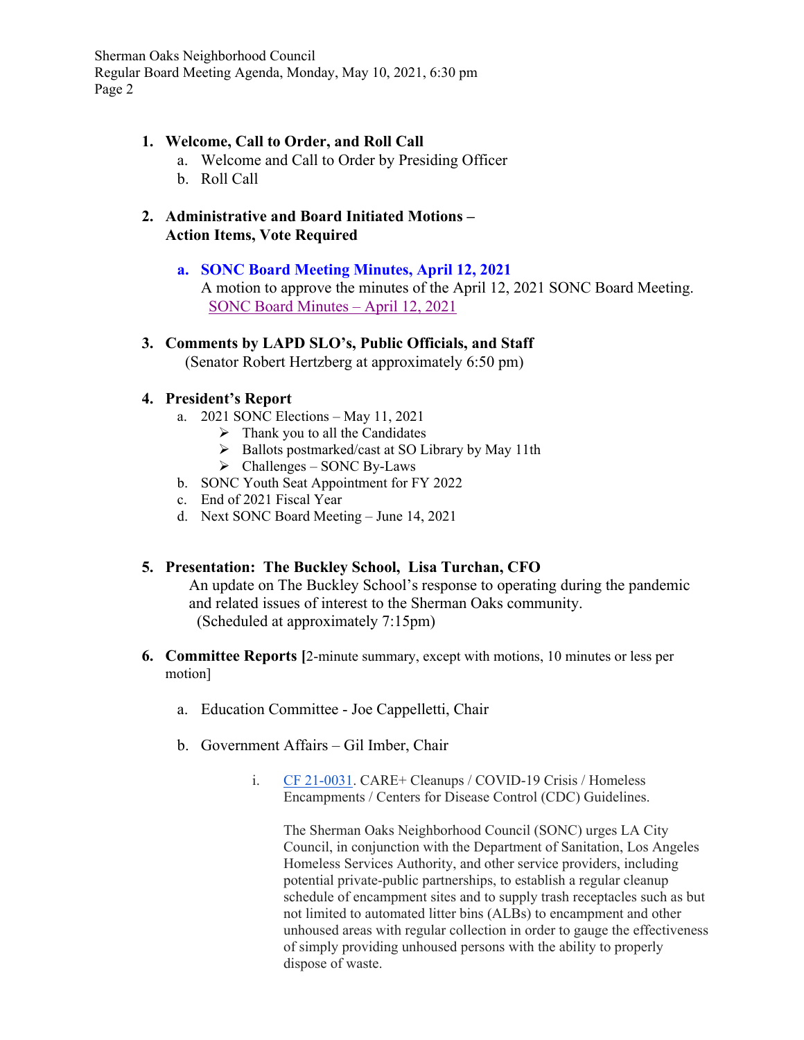1. **Welcome, Call to Order, and Roll Call**
   a. Welcome and Call to Order by Presiding Officer
   b. Roll Call

2. **Administrative and Board Initiated Motions – Action Items, Vote Required**

   a. **SONC Board Meeting Minutes, April 12, 2021**
   A motion to approve the minutes of the April 12, 2021 SONC Board Meeting.
   SONC Board Minutes – April 12, 2021

3. **Comments by LAPD SLO's, Public Officials, and Staff**
   (Senator Robert Hertzberg at approximately 6:50 pm)

4. **President's Report**
   a. 2021 SONC Elections – May 11, 2021
      - Thank you to all the Candidates
      - Ballots postmarked/cast at SO Library by May 11th
      - Challenges – SONC By-Laws
   b. SONC Youth Seat Appointment for FY 2022
   c. End of 2021 Fiscal Year
   d. Next SONC Board Meeting – June 14, 2021

5. **Presentation: The Buckley School, Lisa Turchan, CFO**
   An update on The Buckley School's response to operating during the pandemic and related issues of interest to the Sherman Oaks community.
   (Scheduled at approximately 7:15pm)

6. **Committee Reports [**2-minute summary, except with motions, 10 minutes or less per motion]

   a. Education Committee - Joe Cappelletti, Chair

   b. Government Affairs – Gil Imber, Chair

      i. CF 21-0031. CARE+ Cleanups / COVID-19 Crisis / Homeless Encampments / Centers for Disease Control (CDC) Guidelines.

         The Sherman Oaks Neighborhood Council (SONC) urges LA City Council, in conjunction with the Department of Sanitation, Los Angeles Homeless Services Authority, and other service providers, including potential private-public partnerships, to establish a regular cleanup schedule of encampment sites and to supply trash receptacles such as but not limited to automated litter bins (ALBs) to encampment and other unhoused areas with regular collection in order to gauge the effectiveness of simply providing unhoused persons with the ability to properly dispose of waste.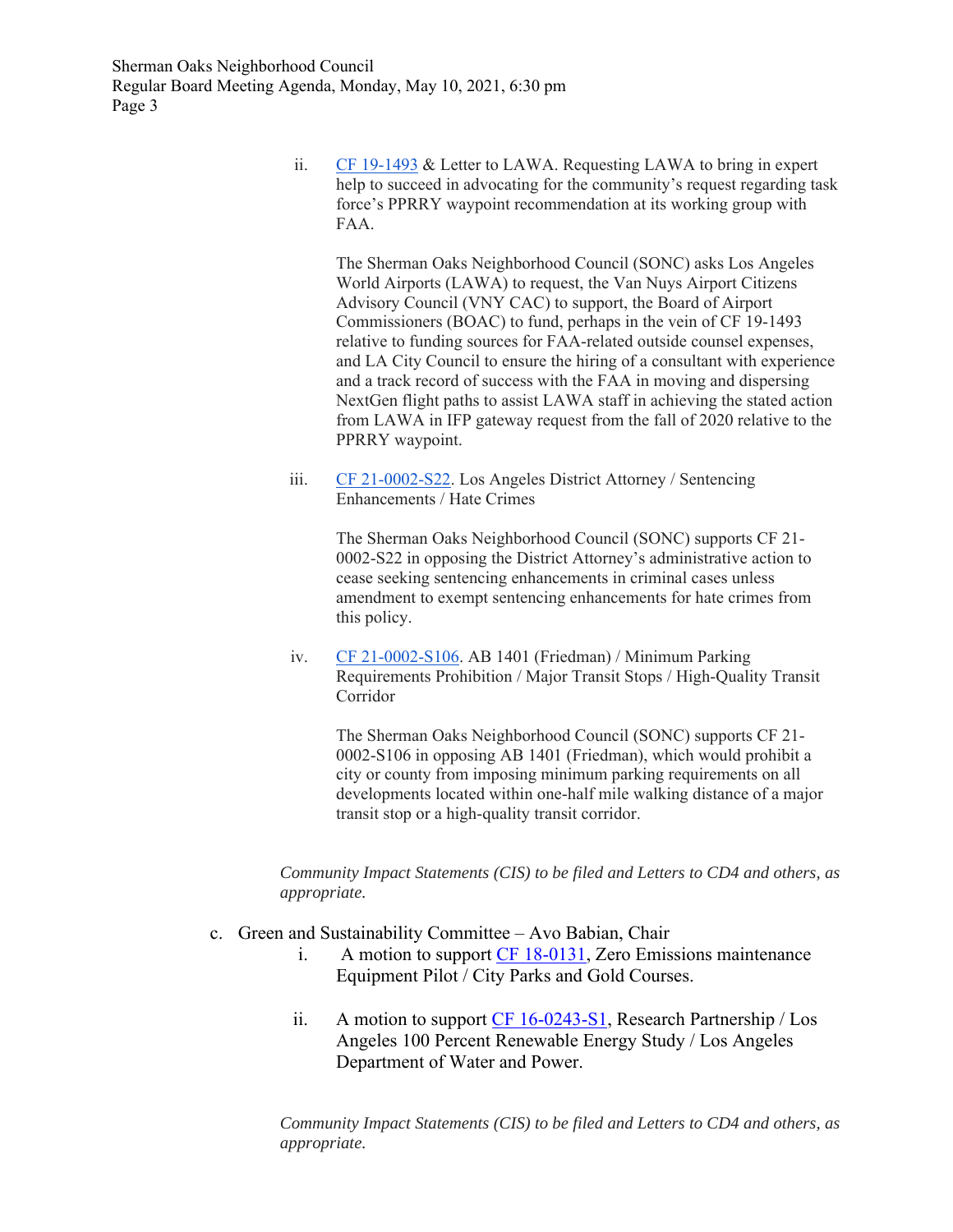ii. CF 19-1493 & Letter to LAWA. Requesting LAWA to bring in expert help to succeed in advocating for the community's request regarding task force's PPRRY waypoint recommendation at its working group with FAA.

   The Sherman Oaks Neighborhood Council (SONC) asks Los Angeles World Airports (LAWA) to request, the Van Nuys Airport Citizens Advisory Council (VNY CAC) to support, the Board of Airport Commissioners (BOAC) to fund, perhaps in the vein of CF 19-1493 relative to funding sources for FAA-related outside counsel expenses, and LA City Council to ensure the hiring of a consultant with experience and a track record of success with the FAA in moving and dispersing NextGen flight paths to assist LAWA staff in achieving the stated action from LAWA in IFP gateway request from the fall of 2020 relative to the PPRRY waypoint.

   iii. CF 21-0002-S22. Los Angeles District Attorney / Sentencing Enhancements / Hate Crimes

   The Sherman Oaks Neighborhood Council (SONC) supports CF 21-0002-S22 in opposing the District Attorney's administrative action to cease seeking sentencing enhancements in criminal cases unless amendment to exempt sentencing enhancements for hate crimes from this policy.

   iv. CF 21-0002-S106. AB 1401 (Friedman) / Minimum Parking Requirements Prohibition / Major Transit Stops / High-Quality Transit Corridor

   The Sherman Oaks Neighborhood Council (SONC) supports CF 21-0002-S106 in opposing AB 1401 (Friedman), which would prohibit a city or county from imposing minimum parking requirements on all developments located within one-half mile walking distance of a major transit stop or a high-quality transit corridor.

*Community Impact Statements (CIS) to be filed and Letters to CD4 and others, as appropriate.*

c. Green and Sustainability Committee – Avo Babian, Chair

   i. A motion to support CF 18-0131, Zero Emissions maintenance Equipment Pilot / City Parks and Gold Courses.

   ii. A motion to support CF 16-0243-S1, Research Partnership / Los Angeles 100 Percent Renewable Energy Study / Los Angeles Department of Water and Power.

*Community Impact Statements (CIS) to be filed and Letters to CD4 and others, as appropriate.*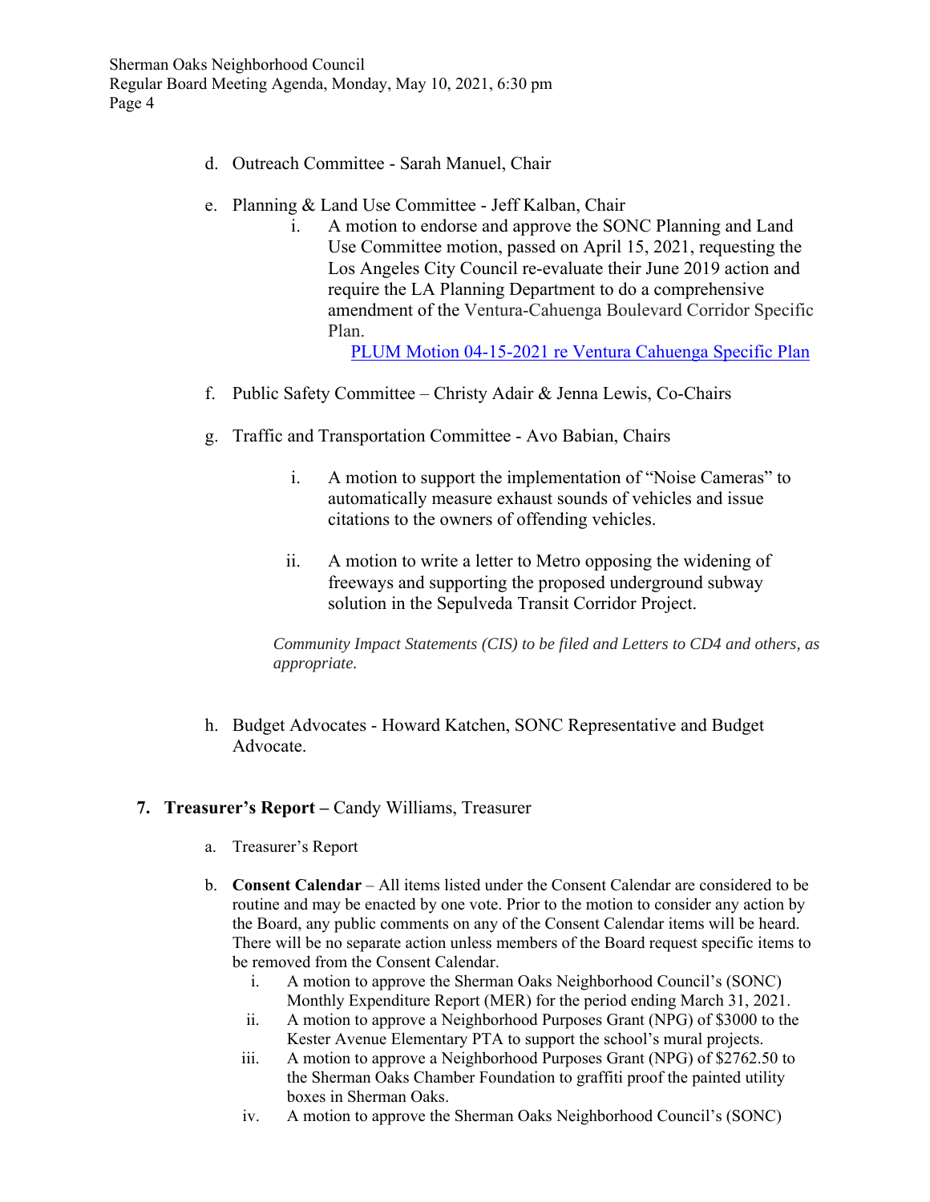d. Outreach Committee - Sarah Manuel, Chair

e. Planning & Land Use Committee - Jeff Kalban, Chair
   i. A motion to endorse and approve the SONC Planning and Land Use Committee motion, passed on April 15, 2021, requesting the Los Angeles City Council re-evaluate their June 2019 action and require the LA Planning Department to do a comprehensive amendment of the Ventura-Cahuenga Boulevard Corridor Specific Plan.
      PLUM Motion 04-15-2021 re Ventura Cahuenga Specific Plan

f. Public Safety Committee – Christy Adair & Jenna Lewis, Co-Chairs

g. Traffic and Transportation Committee - Avo Babian, Chairs
   i. A motion to support the implementation of "Noise Cameras" to automatically measure exhaust sounds of vehicles and issue citations to the owners of offending vehicles.
   ii. A motion to write a letter to Metro opposing the widening of freeways and supporting the proposed underground subway solution in the Sepulveda Transit Corridor Project.

   *Community Impact Statements (CIS) to be filed and Letters to CD4 and others, as appropriate.*

h. Budget Advocates - Howard Katchen, SONC Representative and Budget Advocate.

**7. Treasurer's Report –** Candy Williams, Treasurer

a. Treasurer's Report

b. **Consent Calendar** – All items listed under the Consent Calendar are considered to be routine and may be enacted by one vote. Prior to the motion to consider any action by the Board, any public comments on any of the Consent Calendar items will be heard. There will be no separate action unless members of the Board request specific items to be removed from the Consent Calendar.
   i. A motion to approve the Sherman Oaks Neighborhood Council's (SONC) Monthly Expenditure Report (MER) for the period ending March 31, 2021.
   ii. A motion to approve a Neighborhood Purposes Grant (NPG) of $3000 to the Kester Avenue Elementary PTA to support the school's mural projects.
   iii. A motion to approve a Neighborhood Purposes Grant (NPG) of $2762.50 to the Sherman Oaks Chamber Foundation to graffiti proof the painted utility boxes in Sherman Oaks.
   iv. A motion to approve the Sherman Oaks Neighborhood Council's (SONC)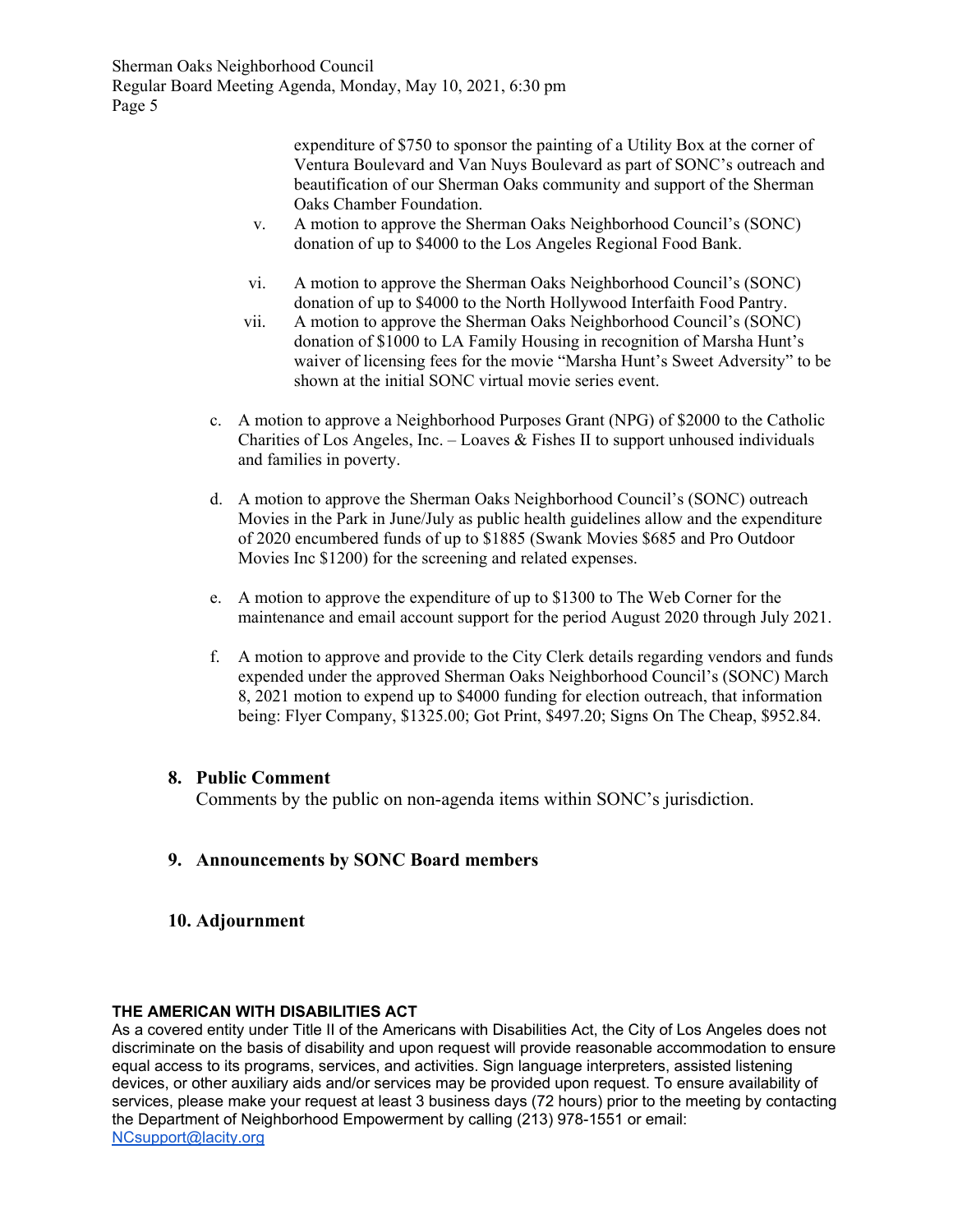expenditure of $750 to sponsor the painting of a Utility Box at the corner of Ventura Boulevard and Van Nuys Boulevard as part of SONC's outreach and beautification of our Sherman Oaks community and support of the Sherman Oaks Chamber Foundation.

v. A motion to approve the Sherman Oaks Neighborhood Council's (SONC) donation of up to $4000 to the Los Angeles Regional Food Bank.

vi. A motion to approve the Sherman Oaks Neighborhood Council's (SONC) donation of up to $4000 to the North Hollywood Interfaith Food Pantry.

vii. A motion to approve the Sherman Oaks Neighborhood Council's (SONC) donation of $1000 to LA Family Housing in recognition of Marsha Hunt's waiver of licensing fees for the movie "Marsha Hunt's Sweet Adversity" to be shown at the initial SONC virtual movie series event.

c. A motion to approve a Neighborhood Purposes Grant (NPG) of $2000 to the Catholic Charities of Los Angeles, Inc. – Loaves & Fishes II to support unhoused individuals and families in poverty.

d. A motion to approve the Sherman Oaks Neighborhood Council's (SONC) outreach Movies in the Park in June/July as public health guidelines allow and the expenditure of 2020 encumbered funds of up to $1885 (Swank Movies $685 and Pro Outdoor Movies Inc $1200) for the screening and related expenses.

e. A motion to approve the expenditure of up to $1300 to The Web Corner for the maintenance and email account support for the period August 2020 through July 2021.

f. A motion to approve and provide to the City Clerk details regarding vendors and funds expended under the approved Sherman Oaks Neighborhood Council's (SONC) March 8, 2021 motion to expend up to $4000 funding for election outreach, that information being: Flyer Company, $1325.00; Got Print, $497.20; Signs On The Cheap, $952.84.

## 8. Public Comment

Comments by the public on non-agenda items within SONC's jurisdiction.

## 9. Announcements by SONC Board members

## 10. Adjournment

**THE AMERICAN WITH DISABILITIES ACT**

As a covered entity under Title II of the Americans with Disabilities Act, the City of Los Angeles does not discriminate on the basis of disability and upon request will provide reasonable accommodation to ensure equal access to its programs, services, and activities. Sign language interpreters, assisted listening devices, or other auxiliary aids and/or services may be provided upon request. To ensure availability of services, please make your request at least 3 business days (72 hours) prior to the meeting by contacting the Department of Neighborhood Empowerment by calling (213) 978-1551 or email: NCsupport@lacity.org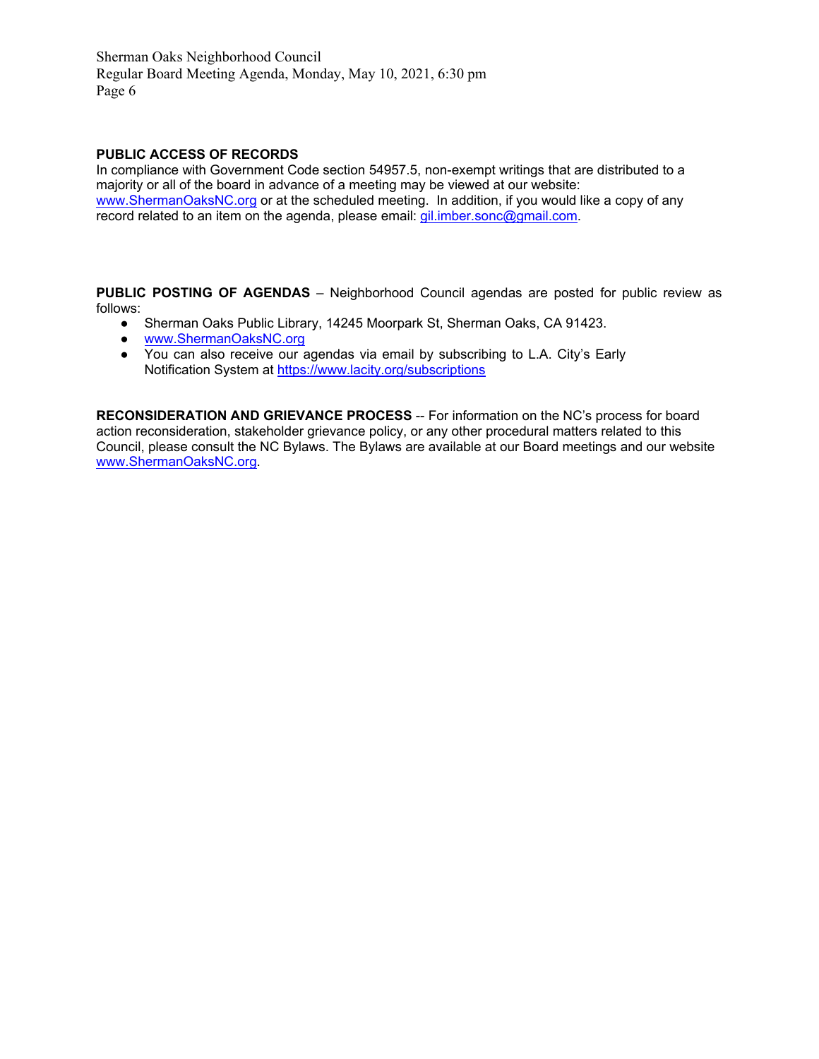**PUBLIC ACCESS OF RECORDS**
In compliance with Government Code section 54957.5, non-exempt writings that are distributed to a majority or all of the board in advance of a meeting may be viewed at our website: www.ShermanOaksNC.org or at the scheduled meeting. In addition, if you would like a copy of any record related to an item on the agenda, please email: gil.imber.sonc@gmail.com.

**PUBLIC POSTING OF AGENDAS** – Neighborhood Council agendas are posted for public review as follows:

- Sherman Oaks Public Library, 14245 Moorpark St, Sherman Oaks, CA 91423.
- www.ShermanOaksNC.org
- You can also receive our agendas via email by subscribing to L.A. City's Early Notification System at https://www.lacity.org/subscriptions

**RECONSIDERATION AND GRIEVANCE PROCESS** -- For information on the NC's process for board action reconsideration, stakeholder grievance policy, or any other procedural matters related to this Council, please consult the NC Bylaws. The Bylaws are available at our Board meetings and our website www.ShermanOaksNC.org.